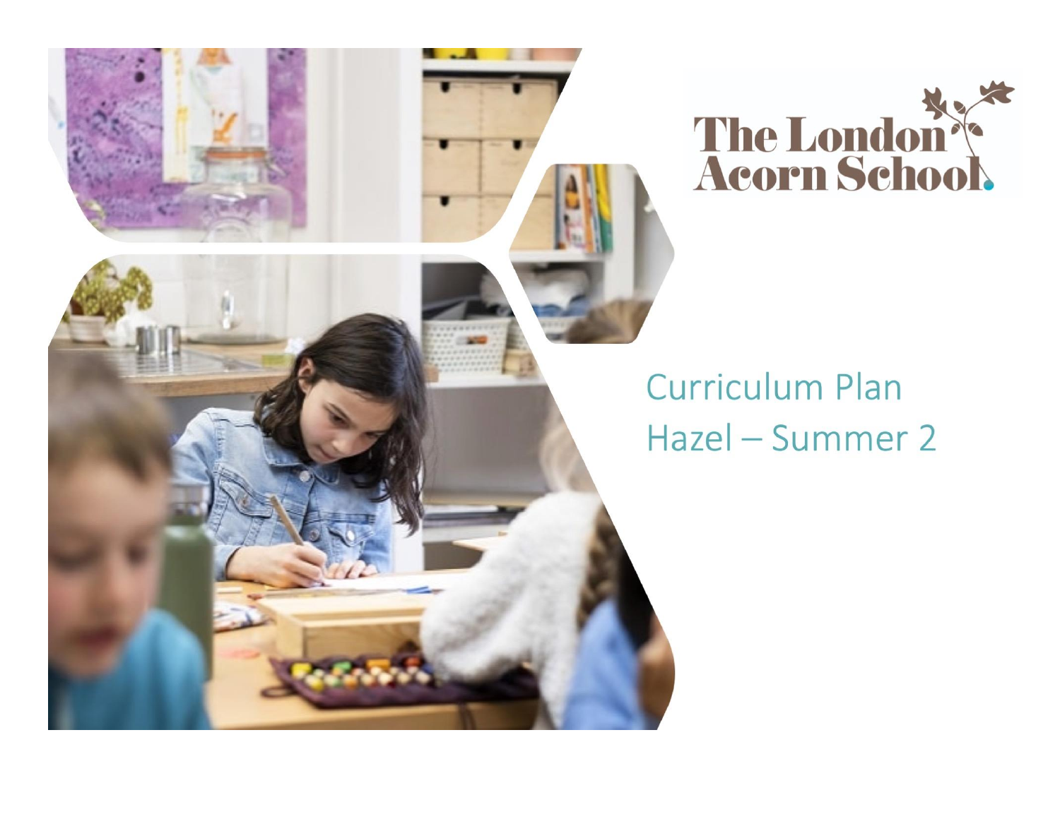The London Acorn School

# Curriculum Plan
## Hazel – Summer 2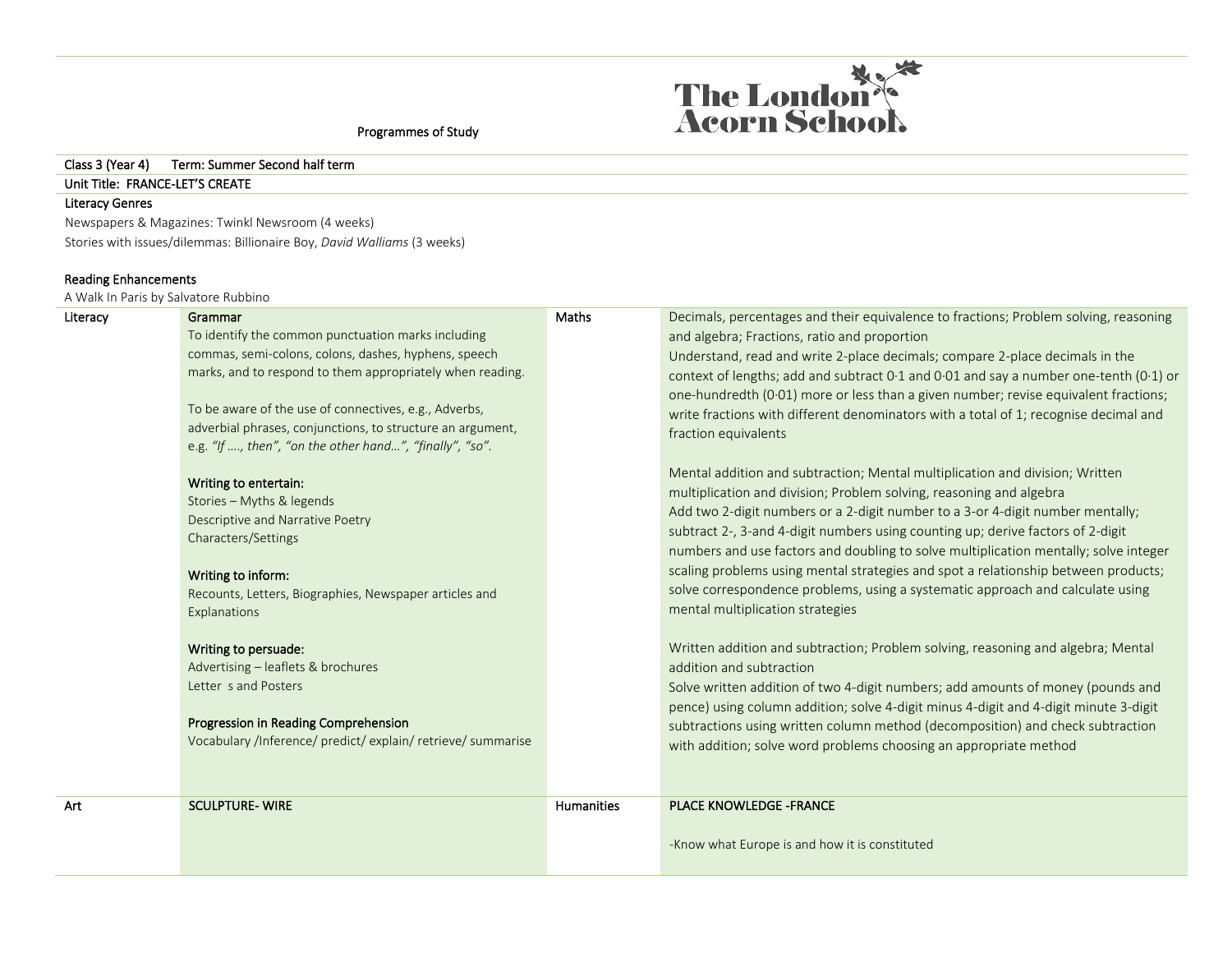Programmes of Study

The London Acorn School

Class 3 (Year 4) Term: Summer Second half term

Unit Title: FRANCE-LET'S CREATE

**Literacy Genres**

Newspapers & Magazines: Twinkl Newsroom (4 weeks)

Stories with issues/dilemmas: Billionaire Boy, *David Walliams* (3 weeks)

**Reading Enhancements**

A Walk In Paris by Salvatore Rubbino

| Literacy | | Maths | |
|---|---|---|---|
| Literacy | Grammar<br>To identify the common punctuation marks including commas, semi-colons, colons, dashes, hyphens, speech marks, and to respond to them appropriately when reading.<br><br>To be aware of the use of connectives, e.g., Adverbs, adverbial phrases, conjunctions, to structure an argument, e.g. *"If …., then", "on the other hand…", "finally", "so".*<br><br>Writing to entertain:<br>Stories – Myths & legends<br>Descriptive and Narrative Poetry<br>Characters/Settings<br><br>Writing to inform:<br>Recounts, Letters, Biographies, Newspaper articles and Explanations<br><br>Writing to persuade:<br>Advertising – leaflets & brochures<br>Letter s and Posters<br><br>Progression in Reading Comprehension<br>Vocabulary /Inference/ predict/ explain/ retrieve/ summarise | Maths | Decimals, percentages and their equivalence to fractions; Problem solving, reasoning and algebra; Fractions, ratio and proportion<br>Understand, read and write 2-place decimals; compare 2-place decimals in the context of lengths; add and subtract 0·1 and 0·01 and say a number one-tenth (0·1) or one-hundredth (0·01) more or less than a given number; revise equivalent fractions; write fractions with different denominators with a total of 1; recognise decimal and fraction equivalents<br><br>Mental addition and subtraction; Mental multiplication and division; Written multiplication and division; Problem solving, reasoning and algebra<br>Add two 2-digit numbers or a 2-digit number to a 3-or 4-digit number mentally; subtract 2-, 3-and 4-digit numbers using counting up; derive factors of 2-digit numbers and use factors and doubling to solve multiplication mentally; solve integer scaling problems using mental strategies and spot a relationship between products; solve correspondence problems, using a systematic approach and calculate using mental multiplication strategies<br><br>Written addition and subtraction; Problem solving, reasoning and algebra; Mental addition and subtraction<br>Solve written addition of two 4-digit numbers; add amounts of money (pounds and pence) using column addition; solve 4-digit minus 4-digit and 4-digit minute 3-digit subtractions using written column method (decomposition) and check subtraction with addition; solve word problems choosing an appropriate method |
| Art | SCULPTURE- WIRE | Humanities | PLACE KNOWLEDGE -FRANCE<br><br>-Know what Europe is and how it is constituted |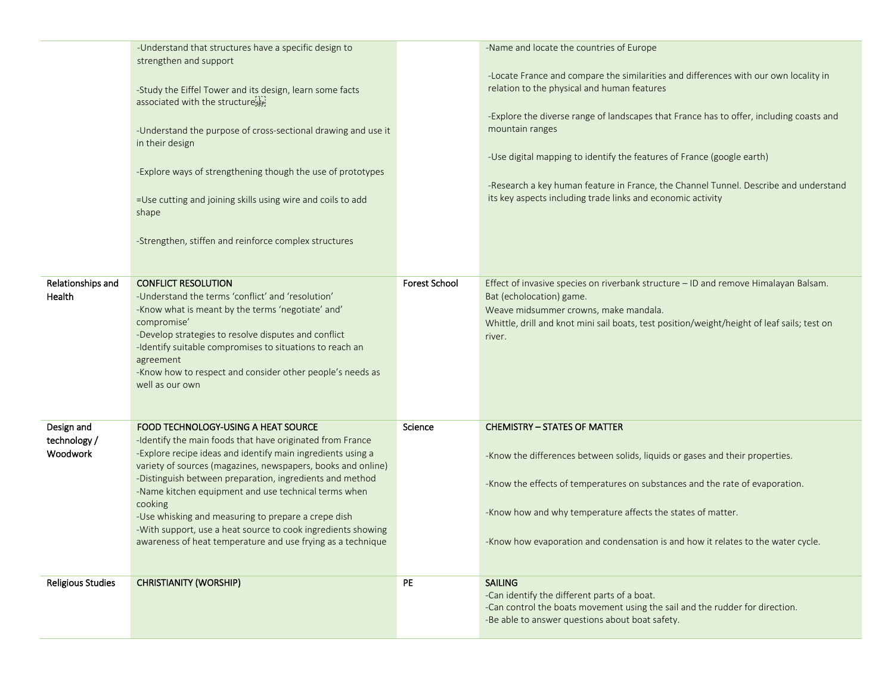| | | | |
|---|---|---|---|
| | -Understand that structures have a specific design to strengthen and support<br><br>-Study the Eiffel Tower and its design, learn some facts associated with the structure<br><br>-Understand the purpose of cross-sectional drawing and use it in their design<br><br>-Explore ways of strengthening though the use of prototypes<br><br>=Use cutting and joining skills using wire and coils to add shape<br><br>-Strengthen, stiffen and reinforce complex structures | | -Name and locate the countries of Europe<br><br>-Locate France and compare the similarities and differences with our own locality in relation to the physical and human features<br><br>-Explore the diverse range of landscapes that France has to offer, including coasts and mountain ranges<br><br>-Use digital mapping to identify the features of France (google earth)<br><br>-Research a key human feature in France, the Channel Tunnel. Describe and understand its key aspects including trade links and economic activity |
| Relationships and Health | **CONFLICT RESOLUTION**<br>-Understand the terms 'conflict' and 'resolution'<br>-Know what is meant by the terms 'negotiate' and' compromise'<br>-Develop strategies to resolve disputes and conflict<br>-Identify suitable compromises to situations to reach an agreement<br>-Know how to respect and consider other people's needs as well as our own | Forest School | Effect of invasive species on riverbank structure – ID and remove Himalayan Balsam.<br>Bat (echolocation) game.<br>Weave midsummer crowns, make mandala.<br>Whittle, drill and knot mini sail boats, test position/weight/height of leaf sails; test on river. |
| Design and technology / Woodwork | **FOOD TECHNOLOGY-USING A HEAT SOURCE**<br>-Identify the main foods that have originated from France<br>-Explore recipe ideas and identify main ingredients using a variety of sources (magazines, newspapers, books and online)<br>-Distinguish between preparation, ingredients and method<br>-Name kitchen equipment and use technical terms when cooking<br>-Use whisking and measuring to prepare a crepe dish<br>-With support, use a heat source to cook ingredients showing awareness of heat temperature and use frying as a technique | Science | **CHEMISTRY – STATES OF MATTER**<br><br>-Know the differences between solids, liquids or gases and their properties.<br><br>-Know the effects of temperatures on substances and the rate of evaporation.<br><br>-Know how and why temperature affects the states of matter.<br><br>-Know how evaporation and condensation is and how it relates to the water cycle. |
| Religious Studies | **CHRISTIANITY (WORSHIP)** | PE | **SAILING**<br>-Can identify the different parts of a boat.<br>-Can control the boats movement using the sail and the rudder for direction.<br>-Be able to answer questions about boat safety. |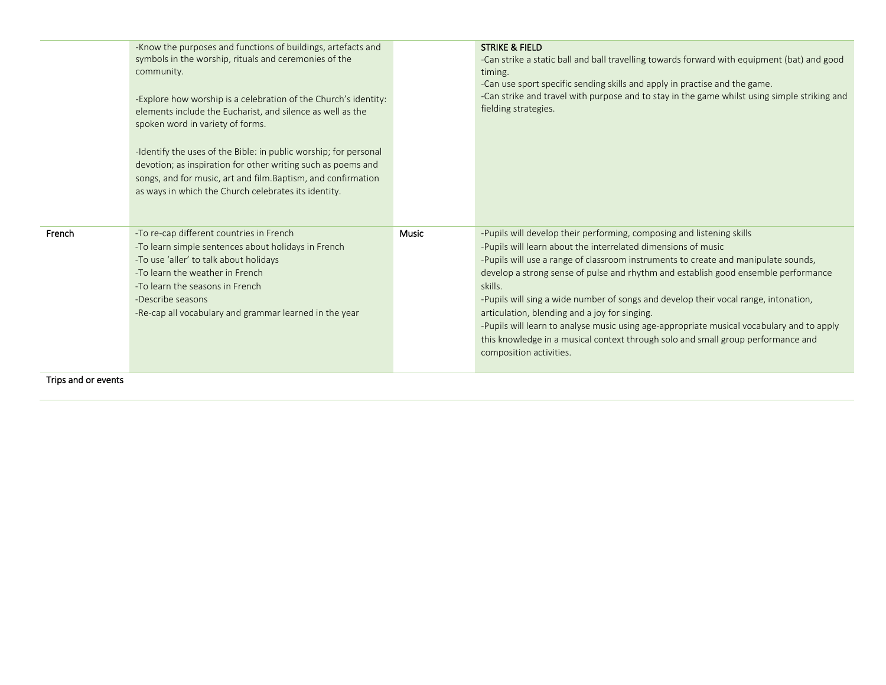| | | | |
|---|---|---|---|
| | -Know the purposes and functions of buildings, artefacts and symbols in the worship, rituals and ceremonies of the community.<br><br>-Explore how worship is a celebration of the Church's identity: elements include the Eucharist, and silence as well as the spoken word in variety of forms.<br><br>-Identify the uses of the Bible: in public worship; for personal devotion; as inspiration for other writing such as poems and songs, and for music, art and film.Baptism, and confirmation as ways in which the Church celebrates its identity. | | STRIKE & FIELD<br>-Can strike a static ball and ball travelling towards forward with equipment (bat) and good timing.<br>-Can use sport specific sending skills and apply in practise and the game.<br>-Can strike and travel with purpose and to stay in the game whilst using simple striking and fielding strategies. |
| French | -To re-cap different countries in French<br>-To learn simple sentences about holidays in French<br>-To use 'aller' to talk about holidays<br>-To learn the weather in French<br>-To learn the seasons in French<br>-Describe seasons<br>-Re-cap all vocabulary and grammar learned in the year | Music | -Pupils will develop their performing, composing and listening skills<br>-Pupils will learn about the interrelated dimensions of music<br>-Pupils will use a range of classroom instruments to create and manipulate sounds, develop a strong sense of pulse and rhythm and establish good ensemble performance skills.<br>-Pupils will sing a wide number of songs and develop their vocal range, intonation, articulation, blending and a joy for singing.<br>-Pupils will learn to analyse music using age-appropriate musical vocabulary and to apply this knowledge in a musical context through solo and small group performance and composition activities. |
| Trips and or events | | | |